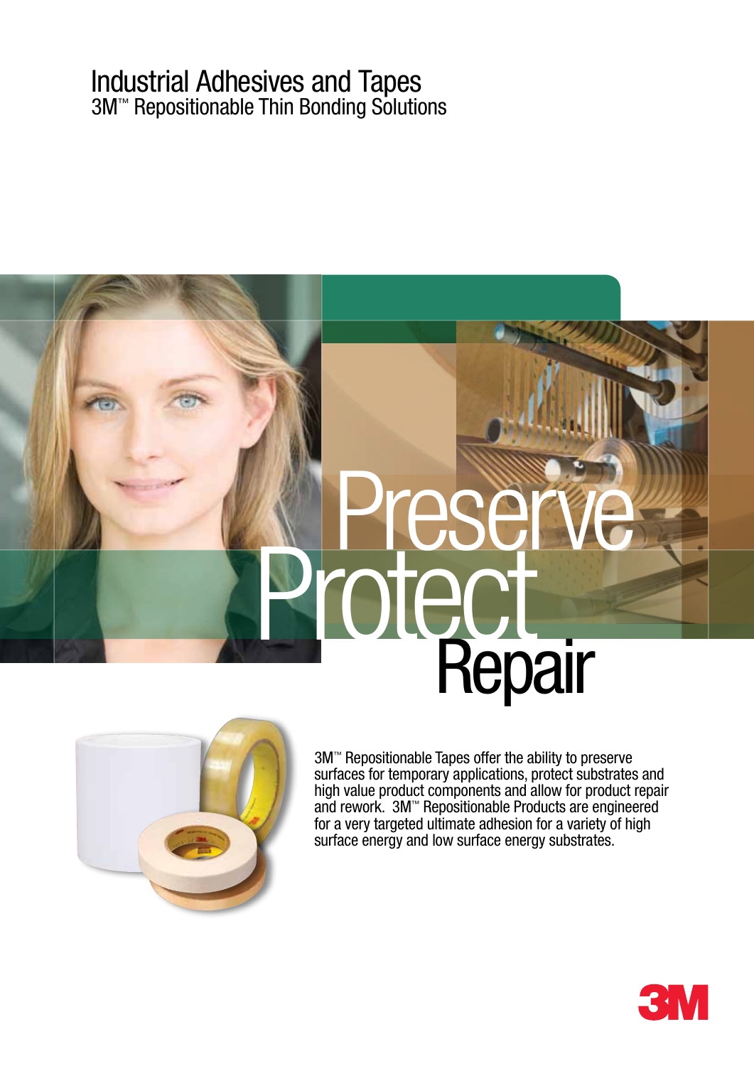# Industrial Adhesives and Tapes

## 3M™ Repositionable Thin Bonding Solutions

Preserve

Protect

Repair

3M™ Repositionable Tapes offer the ability to preserve surfaces for temporary applications, protect substrates and high value product components and allow for product repair and rework. 3M™ Repositionable Products are engineered for a very targeted ultimate adhesion for a variety of high surface energy and low surface energy substrates.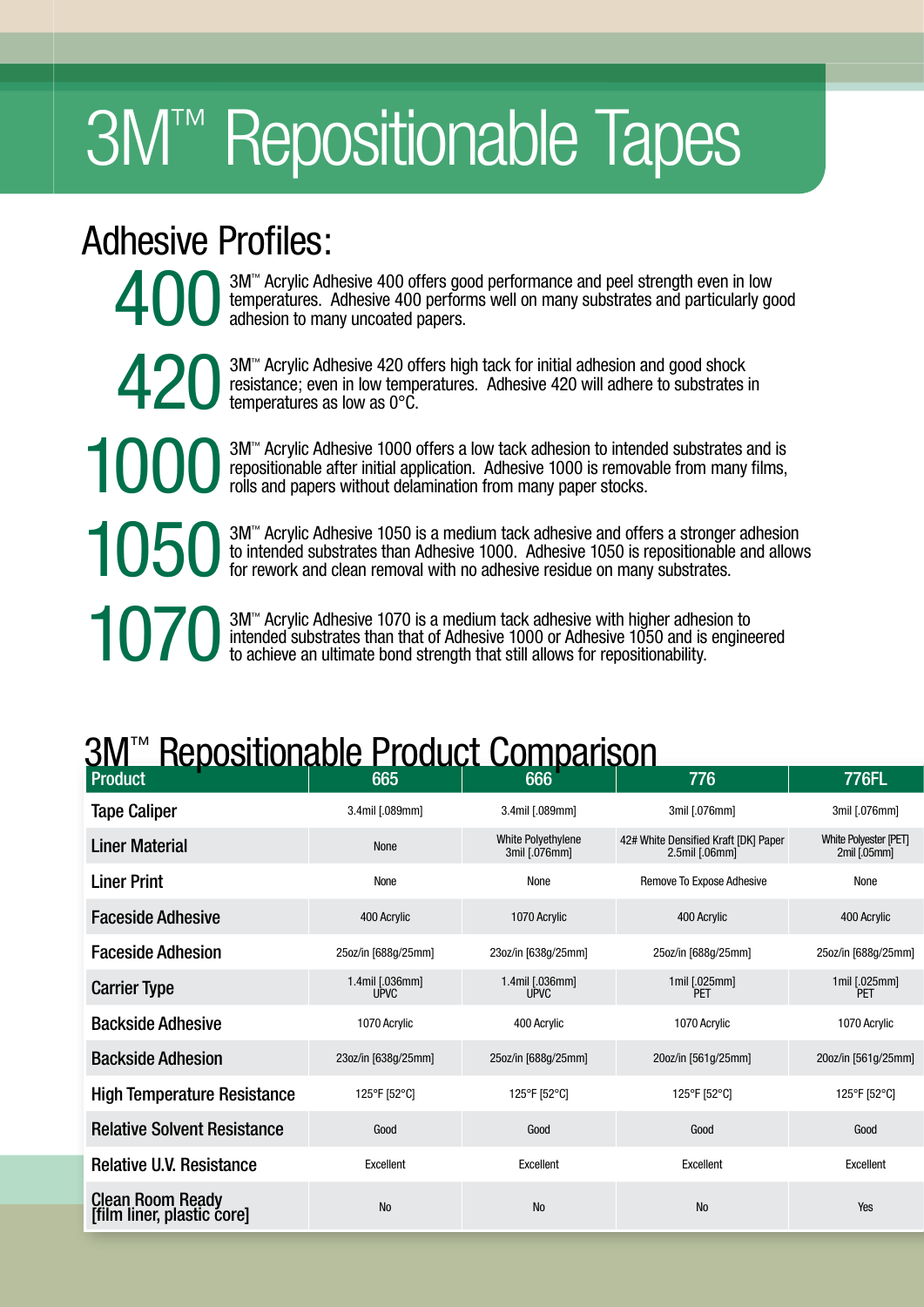# 3M™ Repositionable Tapes

## Adhesive Profiles:

**400** 3M™ Acrylic Adhesive 400 offers good performance and peel strength even in low temperatures. Adhesive 400 performs well on many substrates and particularly good adhesion to many uncoated papers.

**420** 3M™ Acrylic Adhesive 420 offers high tack for initial adhesion and good shock resistance; even in low temperatures. Adhesive 420 will adhere to substrates in temperatures as low as 0°C.

**1000** 3M™ Acrylic Adhesive 1000 offers a low tack adhesion to intended substrates and is repositionable after initial application. Adhesive 1000 is removable from many films, rolls and papers without delamination from many paper stocks.

**1050** 3M™ Acrylic Adhesive 1050 is a medium tack adhesive and offers a stronger adhesion to intended substrates than Adhesive 1000. Adhesive 1050 is repositionable and allows for rework and clean removal with no adhesive residue on many substrates.

**1070** 3M™ Acrylic Adhesive 1070 is a medium tack adhesive with higher adhesion to intended substrates than that of Adhesive 1000 or Adhesive 1050 and is engineered to achieve an ultimate bond strength that still allows for repositionability.

## 3M™ Repositionable Product Comparison

| Product | 665 | 666 | 776 | 776FL |
|---|---|---|---|---|
| Tape Caliper | 3.4mil [.089mm] | 3.4mil [.089mm] | 3mil [.076mm] | 3mil [.076mm] |
| Liner Material | None | White Polyethylene 3mil [.076mm] | 42# White Densified Kraft [DK] Paper 2.5mil [.06mm] | White Polyester [PET] 2mil [.05mm] |
| Liner Print | None | None | Remove To Expose Adhesive | None |
| Faceside Adhesive | 400 Acrylic | 1070 Acrylic | 400 Acrylic | 400 Acrylic |
| Faceside Adhesion | 25oz/in [688g/25mm] | 23oz/in [638g/25mm] | 25oz/in [688g/25mm] | 25oz/in [688g/25mm] |
| Carrier Type | 1.4mil [.036mm] UPVC | 1.4mil [.036mm] UPVC | 1mil [.025mm] PET | 1mil [.025mm] PET |
| Backside Adhesive | 1070 Acrylic | 400 Acrylic | 1070 Acrylic | 1070 Acrylic |
| Backside Adhesion | 23oz/in [638g/25mm] | 25oz/in [688g/25mm] | 20oz/in [561g/25mm] | 20oz/in [561g/25mm] |
| High Temperature Resistance | 125°F [52°C] | 125°F [52°C] | 125°F [52°C] | 125°F [52°C] |
| Relative Solvent Resistance | Good | Good | Good | Good |
| Relative U.V. Resistance | Excellent | Excellent | Excellent | Excellent |
| Clean Room Ready [film liner, plastic core] | No | No | No | Yes |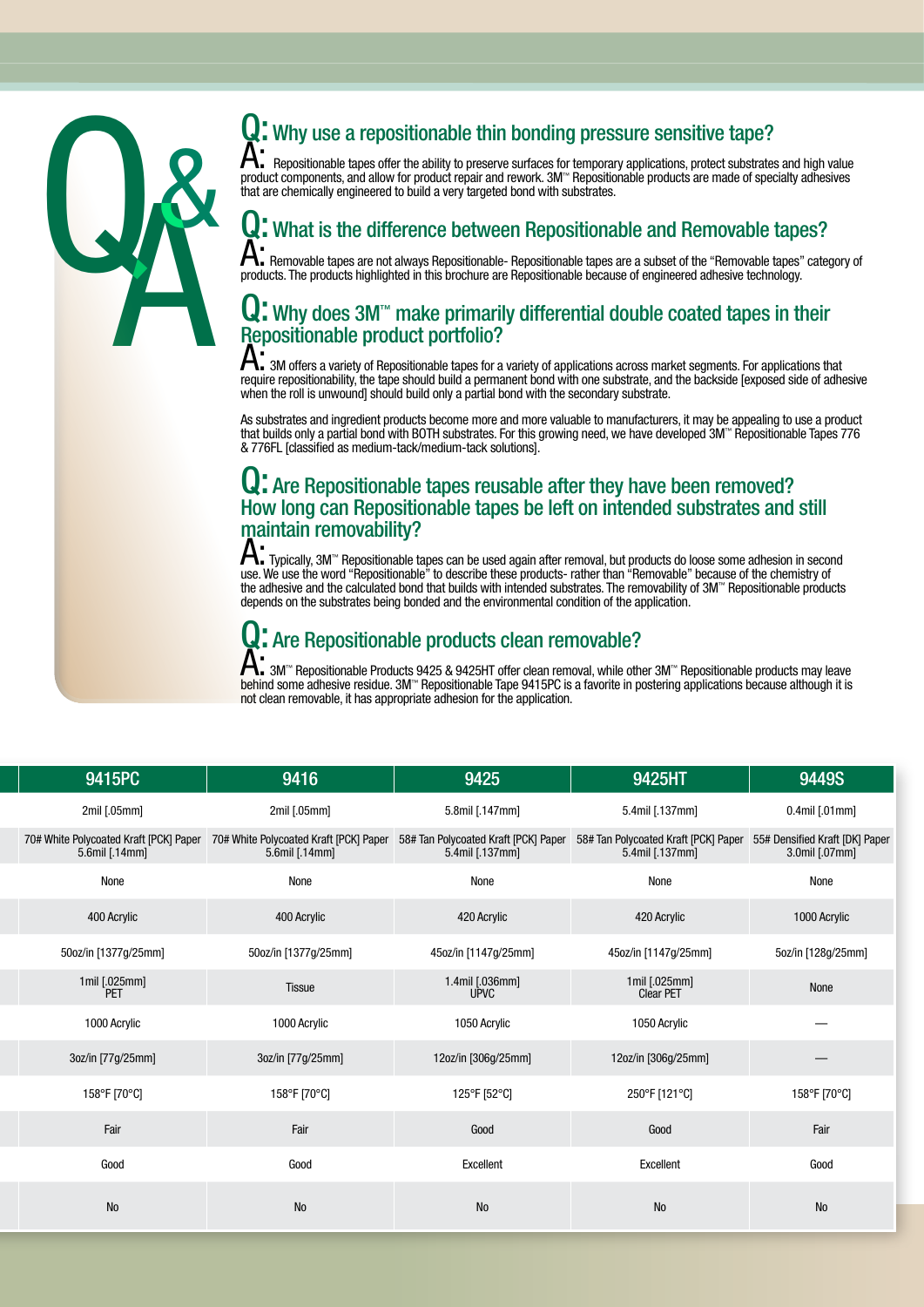# Q&A

## Q: Why use a repositionable thin bonding pressure sensitive tape?

**A:** Repositionable tapes offer the ability to preserve surfaces for temporary applications, protect substrates and high value product components, and allow for product repair and rework. 3M™ Repositionable products are made of specialty adhesives that are chemically engineered to build a very targeted bond with substrates.

## Q: What is the difference between Repositionable and Removable tapes?

**A:** Removable tapes are not always Repositionable- Repositionable tapes are a subset of the "Removable tapes" category of products. The products highlighted in this brochure are Repositionable because of engineered adhesive technology.

## Q: Why does 3M™ make primarily differential double coated tapes in their Repositionable product portfolio?

**A:** 3M offers a variety of Repositionable tapes for a variety of applications across market segments. For applications that require repositionability, the tape should build a permanent bond with one substrate, and the backside [exposed side of adhesive when the roll is unwound] should build only a partial bond with the secondary substrate.

As substrates and ingredient products become more and more valuable to manufacturers, it may be appealing to use a product that builds only a partial bond with BOTH substrates. For this growing need, we have developed 3M™ Repositionable Tapes 776 & 776FL [classified as medium-tack/medium-tack solutions].

## Q: Are Repositionable tapes reusable after they have been removed? How long can Repositionable tapes be left on intended substrates and still maintain removability?

**A:** Typically, 3M™ Repositionable tapes can be used again after removal, but products do loose some adhesion in second use. We use the word "Repositionable" to describe these products- rather than "Removable" because of the chemistry of the adhesive and the calculated bond that builds with intended substrates. The removability of 3M™ Repositionable products depends on the substrates being bonded and the environmental condition of the application.

## Q: Are Repositionable products clean removable?

**A:** 3M™ Repositionable Products 9425 & 9425HT offer clean removal, while other 3M™ Repositionable products may leave behind some adhesive residue. 3M™ Repositionable Tape 9415PC is a favorite in postering applications because although it is not clean removable, it has appropriate adhesion for the application.

| 9415PC | 9416 | 9425 | 9425HT | 9449S |
|---|---|---|---|---|
| 2mil [.05mm] | 2mil [.05mm] | 5.8mil [.147mm] | 5.4mil [.137mm] | 0.4mil [.01mm] |
| 70# White Polycoated Kraft [PCK] Paper 5.6mil [.14mm] | 70# White Polycoated Kraft [PCK] Paper 5.6mil [.14mm] | 58# Tan Polycoated Kraft [PCK] Paper 5.4mil [.137mm] | 58# Tan Polycoated Kraft [PCK] Paper 5.4mil [.137mm] | 55# Densified Kraft [DK] Paper 3.0mil [.07mm] |
| None | None | None | None | None |
| 400 Acrylic | 400 Acrylic | 420 Acrylic | 420 Acrylic | 1000 Acrylic |
| 50oz/in [1377g/25mm] | 50oz/in [1377g/25mm] | 45oz/in [1147g/25mm] | 45oz/in [1147g/25mm] | 5oz/in [128g/25mm] |
| 1mil [.025mm] PET | Tissue | 1.4mil [.036mm] UPVC | 1mil [.025mm] Clear PET | None |
| 1000 Acrylic | 1000 Acrylic | 1050 Acrylic | 1050 Acrylic | — |
| 3oz/in [77g/25mm] | 3oz/in [77g/25mm] | 12oz/in [306g/25mm] | 12oz/in [306g/25mm] | — |
| 158°F [70°C] | 158°F [70°C] | 125°F [52°C] | 250°F [121°C] | 158°F [70°C] |
| Fair | Fair | Good | Good | Fair |
| Good | Good | Excellent | Excellent | Good |
| No | No | No | No | No |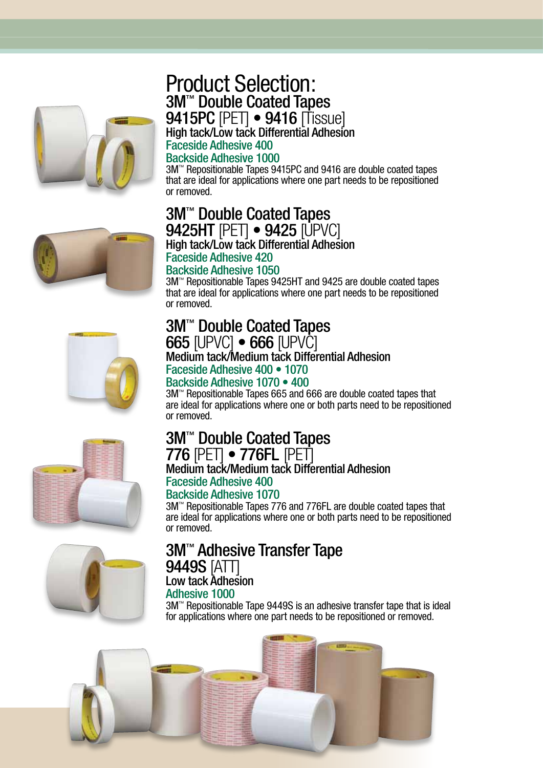# Product Selection:

## 3M™ Double Coated Tapes

### 9415PC [PET] • 9416 [Tissue]

**High tack/Low tack Differential Adhesion**

Faceside Adhesive 400

Backside Adhesive 1000

3M™ Repositionable Tapes 9415PC and 9416 are double coated tapes that are ideal for applications where one part needs to be repositioned or removed.

## 3M™ Double Coated Tapes

### 9425HT [PET] • 9425 [UPVC]

**High tack/Low tack Differential Adhesion**

Faceside Adhesive 420

Backside Adhesive 1050

3M™ Repositionable Tapes 9425HT and 9425 are double coated tapes that are ideal for applications where one part needs to be repositioned or removed.

## 3M™ Double Coated Tapes

### 665 [UPVC] • 666 [UPVC]

**Medium tack/Medium tack Differential Adhesion**

Faceside Adhesive 400 • 1070

Backside Adhesive 1070 • 400

3M™ Repositionable Tapes 665 and 666 are double coated tapes that are ideal for applications where one or both parts need to be repositioned or removed.

## 3M™ Double Coated Tapes

### 776 [PET] • 776FL [PET]

**Medium tack/Medium tack Differential Adhesion**

Faceside Adhesive 400

Backside Adhesive 1070

3M™ Repositionable Tapes 776 and 776FL are double coated tapes that are ideal for applications where one or both parts need to be repositioned or removed.

## 3M™ Adhesive Transfer Tape

### 9449S [ATT]

**Low tack Adhesion**

Adhesive 1000

3M™ Repositionable Tape 9449S is an adhesive transfer tape that is ideal for applications where one part needs to be repositioned or removed.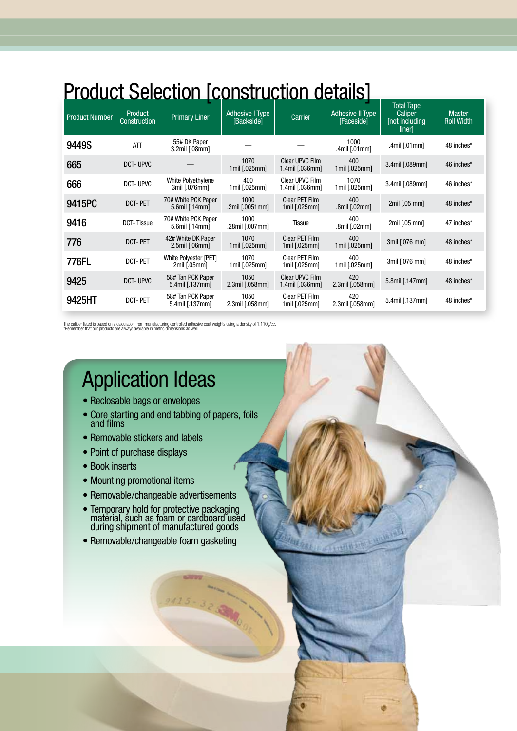# Product Selection [construction details]

| Product Number | Product Construction | Primary Liner | Adhesive I Type [Backside] | Carrier | Adhesive II Type [Faceside] | Total Tape Caliper [not including liner] | Master Roll Width |
|---|---|---|---|---|---|---|---|
| 9449S | ATT | 55# DK Paper 3.2mil [.08mm] | — | — | 1000 .4mil [.01mm] | .4mil [.01mm] | 48 inches* |
| 665 | DCT- UPVC | — | 1070 1mil [.025mm] | Clear UPVC Film 1.4mil [.036mm] | 400 1mil [.025mm] | 3.4mil [.089mm] | 46 inches* |
| 666 | DCT- UPVC | White Polyethylene 3mil [.076mm] | 400 1mil [.025mm] | Clear UPVC Film 1.4mil [.036mm] | 1070 1mil [.025mm] | 3.4mil [.089mm] | 46 inches* |
| 9415PC | DCT- PET | 70# White PCK Paper 5.6mil [.14mm] | 1000 .2mil [.0051mm] | Clear PET Film 1mil [.025mm] | 400 .8mil [.02mm] | 2mil [.05 mm] | 48 inches* |
| 9416 | DCT- Tissue | 70# White PCK Paper 5.6mil [.14mm] | 1000 .28mil [.007mm] | Tissue | 400 .8mil [.02mm] | 2mil [.05 mm] | 47 inches* |
| 776 | DCT- PET | 42# White DK Paper 2.5mil [.06mm] | 1070 1mil [.025mm] | Clear PET Film 1mil [.025mm] | 400 1mil [.025mm] | 3mil [.076 mm] | 48 inches* |
| 776FL | DCT- PET | White Polyester [PET] 2mil [.05mm] | 1070 1mil [.025mm] | Clear PET Film 1mil [.025mm] | 400 1mil [.025mm] | 3mil [.076 mm] | 48 inches* |
| 9425 | DCT- UPVC | 58# Tan PCK Paper 5.4mil [.137mm] | 1050 2.3mil [.058mm] | Clear UPVC Film 1.4mil [.036mm] | 420 2.3mil [.058mm] | 5.8mil [.147mm] | 48 inches* |
| 9425HT | DCT- PET | 58# Tan PCK Paper 5.4mil [.137mm] | 1050 2.3mil [.058mm] | Clear PET Film 1mil [.025mm] | 420 2.3mil [.058mm] | 5.4mil [.137mm] | 48 inches* |

The caliper listed is based on a calculation from manufacturing controlled adhesive coat weights using a density of 1.110g/cc.
*Remember that our products are always available in metric dimensions as well.

# Application Ideas

- Reclosable bags or envelopes
- Core starting and end tabbing of papers, foils and films
- Removable stickers and labels
- Point of purchase displays
- Book inserts
- Mounting promotional items
- Removable/changeable advertisements
- Temporary hold for protective packaging material, such as foam or cardboard used during shipment of manufactured goods
- Removable/changeable foam gasketing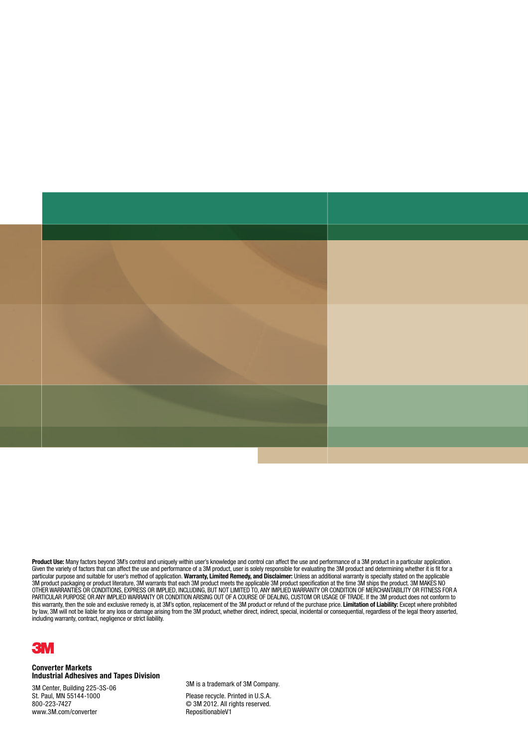**Product Use:** Many factors beyond 3M's control and uniquely within user's knowledge and control can affect the use and performance of a 3M product in a particular application. Given the variety of factors that can affect the use and performance of a 3M product, user is solely responsible for evaluating the 3M product and determining whether it is fit for a particular purpose and suitable for user's method of application. **Warranty, Limited Remedy, and Disclaimer:** Unless an additional warranty is specialty stated on the applicable 3M product packaging or product literature, 3M warrants that each 3M product meets the applicable 3M product specification at the time 3M ships the product. 3M MAKES NO OTHER WARRANTIES OR CONDITIONS, EXPRESS OR IMPLIED, INCLUDING, BUT NOT LIMITED TO, ANY IMPLIED WARRANTY OR CONDITION OF MERCHANTABILITY OR FITNESS FOR A PARTICULAR PURPOSE OR ANY IMPLIED WARRANTY OR CONDITION ARISING OUT OF A COURSE OF DEALING, CUSTOM OR USAGE OF TRADE. If the 3M product does not conform to this warranty, then the sole and exclusive remedy is, at 3M's option, replacement of the 3M product or refund of the purchase price. **Limitation of Liability:** Except where prohibited by law, 3M will not be liable for any loss or damage arising from the 3M product, whether direct, indirect, special, incidental or consequential, regardless of the legal theory asserted, including warranty, contract, negligence or strict liability.

3M

**Converter Markets**
**Industrial Adhesives and Tapes Division**

3M Center, Building 225-3S-06
St. Paul, MN 55144-1000
800-223-7427
www.3M.com/converter

3M is a trademark of 3M Company.

Please recycle. Printed in U.S.A.
© 3M 2012. All rights reserved.
RepositionableV1